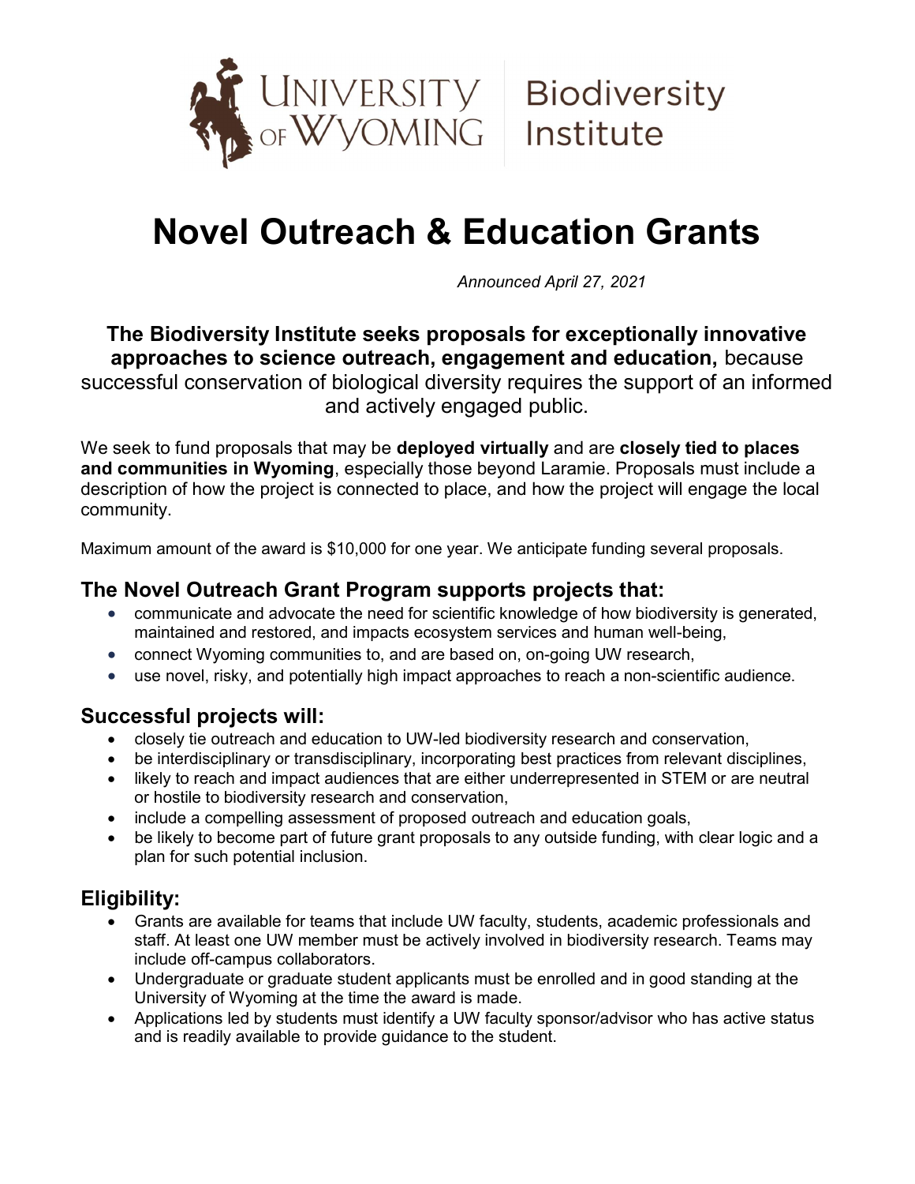University of Wyoming | Biodiversity Institute

# Novel Outreach & Education Grants

*Announced April 27, 2021*

**The Biodiversity Institute seeks proposals for exceptionally innovative approaches to science outreach, engagement and education,** because successful conservation of biological diversity requires the support of an informed and actively engaged public.

We seek to fund proposals that may be **deployed virtually** and are **closely tied to places and communities in Wyoming**, especially those beyond Laramie. Proposals must include a description of how the project is connected to place, and how the project will engage the local community.

Maximum amount of the award is $10,000 for one year. We anticipate funding several proposals.

## The Novel Outreach Grant Program supports projects that:

- communicate and advocate the need for scientific knowledge of how biodiversity is generated, maintained and restored, and impacts ecosystem services and human well-being,
- connect Wyoming communities to, and are based on, on-going UW research,
- use novel, risky, and potentially high impact approaches to reach a non-scientific audience.

## Successful projects will:

- closely tie outreach and education to UW-led biodiversity research and conservation,
- be interdisciplinary or transdisciplinary, incorporating best practices from relevant disciplines,
- likely to reach and impact audiences that are either underrepresented in STEM or are neutral or hostile to biodiversity research and conservation,
- include a compelling assessment of proposed outreach and education goals,
- be likely to become part of future grant proposals to any outside funding, with clear logic and a plan for such potential inclusion.

## Eligibility:

- Grants are available for teams that include UW faculty, students, academic professionals and staff. At least one UW member must be actively involved in biodiversity research. Teams may include off-campus collaborators.
- Undergraduate or graduate student applicants must be enrolled and in good standing at the University of Wyoming at the time the award is made.
- Applications led by students must identify a UW faculty sponsor/advisor who has active status and is readily available to provide guidance to the student.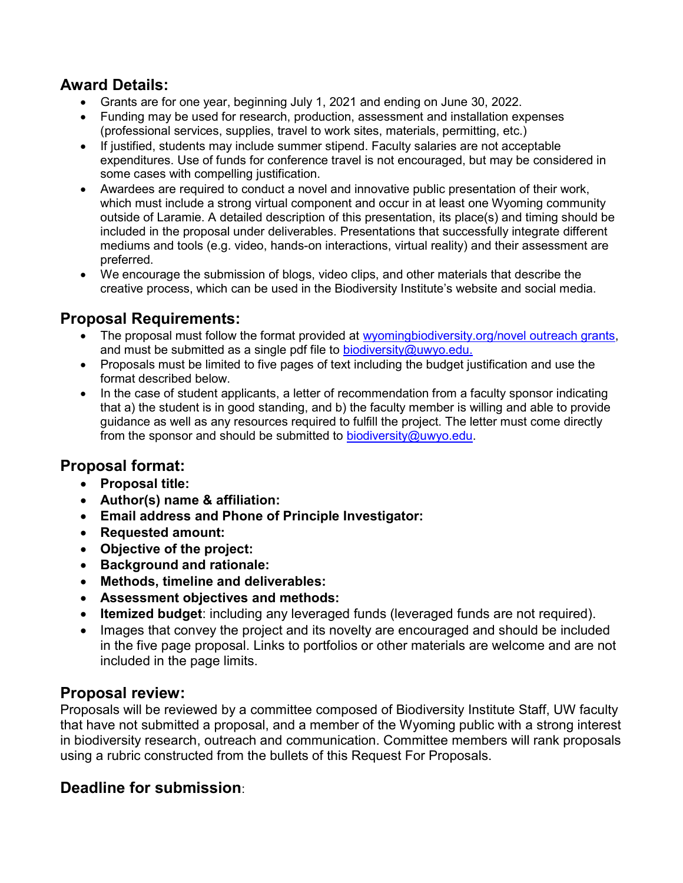## Award Details:

- Grants are for one year, beginning July 1, 2021 and ending on June 30, 2022.
- Funding may be used for research, production, assessment and installation expenses (professional services, supplies, travel to work sites, materials, permitting, etc.)
- If justified, students may include summer stipend. Faculty salaries are not acceptable expenditures. Use of funds for conference travel is not encouraged, but may be considered in some cases with compelling justification.
- Awardees are required to conduct a novel and innovative public presentation of their work, which must include a strong virtual component and occur in at least one Wyoming community outside of Laramie. A detailed description of this presentation, its place(s) and timing should be included in the proposal under deliverables. Presentations that successfully integrate different mediums and tools (e.g. video, hands-on interactions, virtual reality) and their assessment are preferred.
- We encourage the submission of blogs, video clips, and other materials that describe the creative process, which can be used in the Biodiversity Institute's website and social media.

## Proposal Requirements:

- The proposal must follow the format provided at [wyomingbiodiversity.org/novel outreach grants](wyomingbiodiversity.org/novel outreach grants), and must be submitted as a single pdf file to [biodiversity@uwyo.edu.](mailto:biodiversity@uwyo.edu)
- Proposals must be limited to five pages of text including the budget justification and use the format described below.
- In the case of student applicants, a letter of recommendation from a faculty sponsor indicating that a) the student is in good standing, and b) the faculty member is willing and able to provide guidance as well as any resources required to fulfill the project. The letter must come directly from the sponsor and should be submitted to [biodiversity@uwyo.edu](mailto:biodiversity@uwyo.edu).

## Proposal format:

- **Proposal title:**
- **Author(s) name & affiliation:**
- **Email address and Phone of Principle Investigator:**
- **Requested amount:**
- **Objective of the project:**
- **Background and rationale:**
- **Methods, timeline and deliverables:**
- **Assessment objectives and methods:**
- **Itemized budget**: including any leveraged funds (leveraged funds are not required).
- Images that convey the project and its novelty are encouraged and should be included in the five page proposal. Links to portfolios or other materials are welcome and are not included in the page limits.

## Proposal review:

Proposals will be reviewed by a committee composed of Biodiversity Institute Staff, UW faculty that have not submitted a proposal, and a member of the Wyoming public with a strong interest in biodiversity research, outreach and communication. Committee members will rank proposals using a rubric constructed from the bullets of this Request For Proposals.

## Deadline for submission: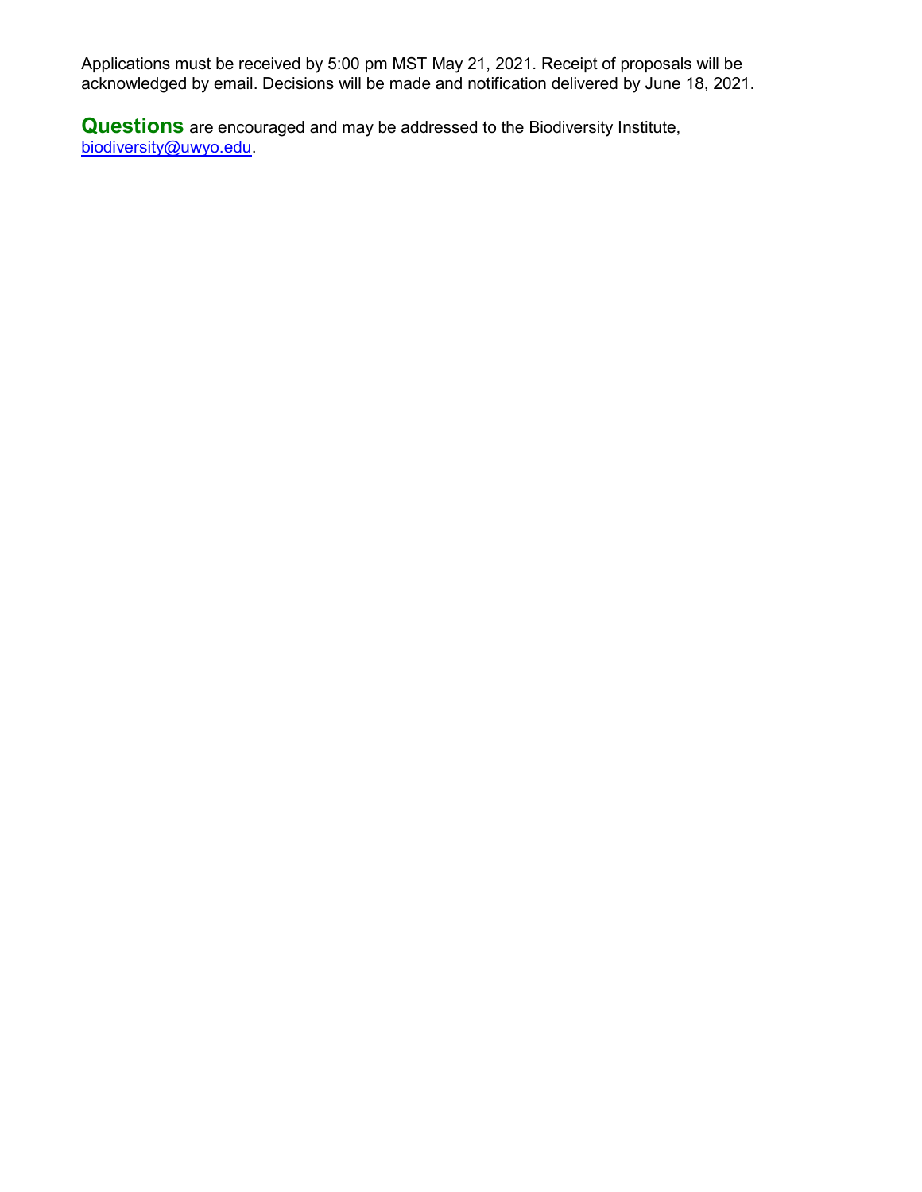Applications must be received by 5:00 pm MST May 21, 2021. Receipt of proposals will be acknowledged by email. Decisions will be made and notification delivered by June 18, 2021.

**Questions** are encouraged and may be addressed to the Biodiversity Institute, biodiversity@uwyo.edu.